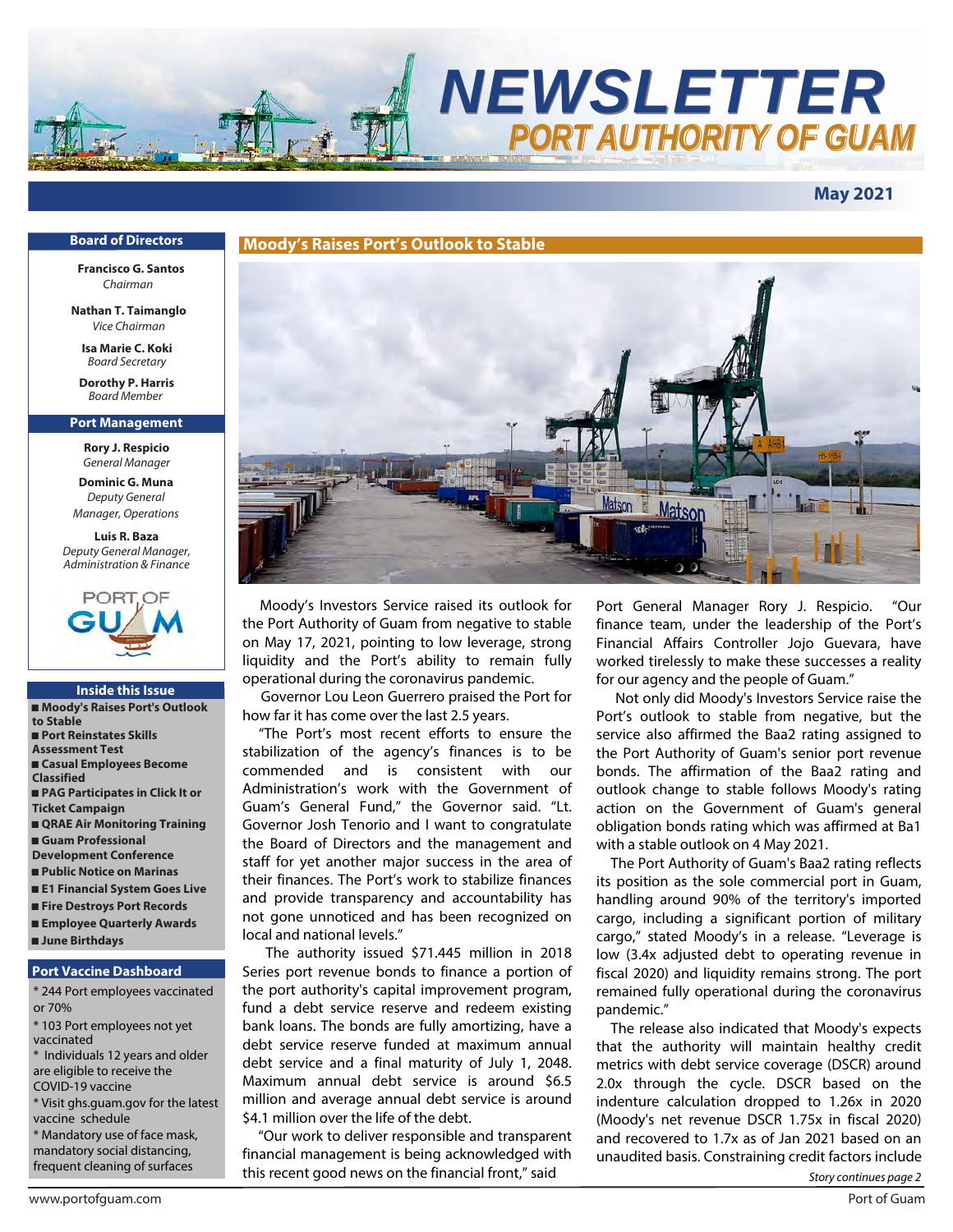# NEWSLETTER
## PORT AUTHORITY OF GUAM

**May 2021**

### Board of Directors

**Francisco G. Santos**
*Chairman*

**Nathan T. Taimanglo**
*Vice Chairman*

**Isa Marie C. Koki**
*Board Secretary*

**Dorothy P. Harris**
*Board Member*

### Port Management

**Rory J. Respicio**
*General Manager*

**Dominic G. Muna**
*Deputy General Manager, Operations*

**Luis R. Baza**
*Deputy General Manager, Administration & Finance*

### Inside this Issue

- Moody's Raises Port's Outlook to Stable
- Port Reinstates Skills Assessment Test
- Casual Employees Become Classified
- PAG Participates in Click It or Ticket Campaign
- QRAE Air Monitoring Training
- Guam Professional Development Conference
- Public Notice on Marinas
- E1 Financial System Goes Live
- Fire Destroys Port Records
- Employee Quarterly Awards
- June Birthdays

### Port Vaccine Dashboard

* 244 Port employees vaccinated or 70%
* 103 Port employees not yet vaccinated
* Individuals 12 years and older are eligible to receive the COVID-19 vaccine
* Visit ghs.guam.gov for the latest vaccine schedule
* Mandatory use of face mask, mandatory social distancing, frequent cleaning of surfaces

## Moody's Raises Port's Outlook to Stable

Moody's Investors Service raised its outlook for the Port Authority of Guam from negative to stable on May 17, 2021, pointing to low leverage, strong liquidity and the Port's ability to remain fully operational during the coronavirus pandemic.

Governor Lou Leon Guerrero praised the Port for how far it has come over the last 2.5 years.

"The Port's most recent efforts to ensure the stabilization of the agency's finances is to be commended and is consistent with our Administration's work with the Government of Guam's General Fund," the Governor said. "Lt. Governor Josh Tenorio and I want to congratulate the Board of Directors and the management and staff for yet another major success in the area of their finances. The Port's work to stabilize finances and provide transparency and accountability has not gone unnoticed and has been recognized on local and national levels."

The authority issued $71.445 million in 2018 Series port revenue bonds to finance a portion of the port authority's capital improvement program, fund a debt service reserve and redeem existing bank loans. The bonds are fully amortizing, have a debt service reserve funded at maximum annual debt service and a final maturity of July 1, 2048. Maximum annual debt service is around $6.5 million and average annual debt service is around $4.1 million over the life of the debt.

"Our work to deliver responsible and transparent financial management is being acknowledged with this recent good news on the financial front," said Port General Manager Rory J. Respicio. "Our finance team, under the leadership of the Port's Financial Affairs Controller Jojo Guevara, have worked tirelessly to make these successes a reality for our agency and the people of Guam."

Not only did Moody's Investors Service raise the Port's outlook to stable from negative, but the service also affirmed the Baa2 rating assigned to the Port Authority of Guam's senior port revenue bonds. The affirmation of the Baa2 rating and outlook change to stable follows Moody's rating action on the Government of Guam's general obligation bonds rating which was affirmed at Ba1 with a stable outlook on 4 May 2021.

The Port Authority of Guam's Baa2 rating reflects its position as the sole commercial port in Guam, handling around 90% of the territory's imported cargo, including a significant portion of military cargo," stated Moody's in a release. "Leverage is low (3.4x adjusted debt to operating revenue in fiscal 2020) and liquidity remains strong. The port remained fully operational during the coronavirus pandemic."

The release also indicated that Moody's expects that the authority will maintain healthy credit metrics with debt service coverage (DSCR) around 2.0x through the cycle. DSCR based on the indenture calculation dropped to 1.26x in 2020 (Moody's net revenue DSCR 1.75x in fiscal 2020) and recovered to 1.7x as of Jan 2021 based on an unaudited basis. Constraining credit factors include

*Story continues page 2*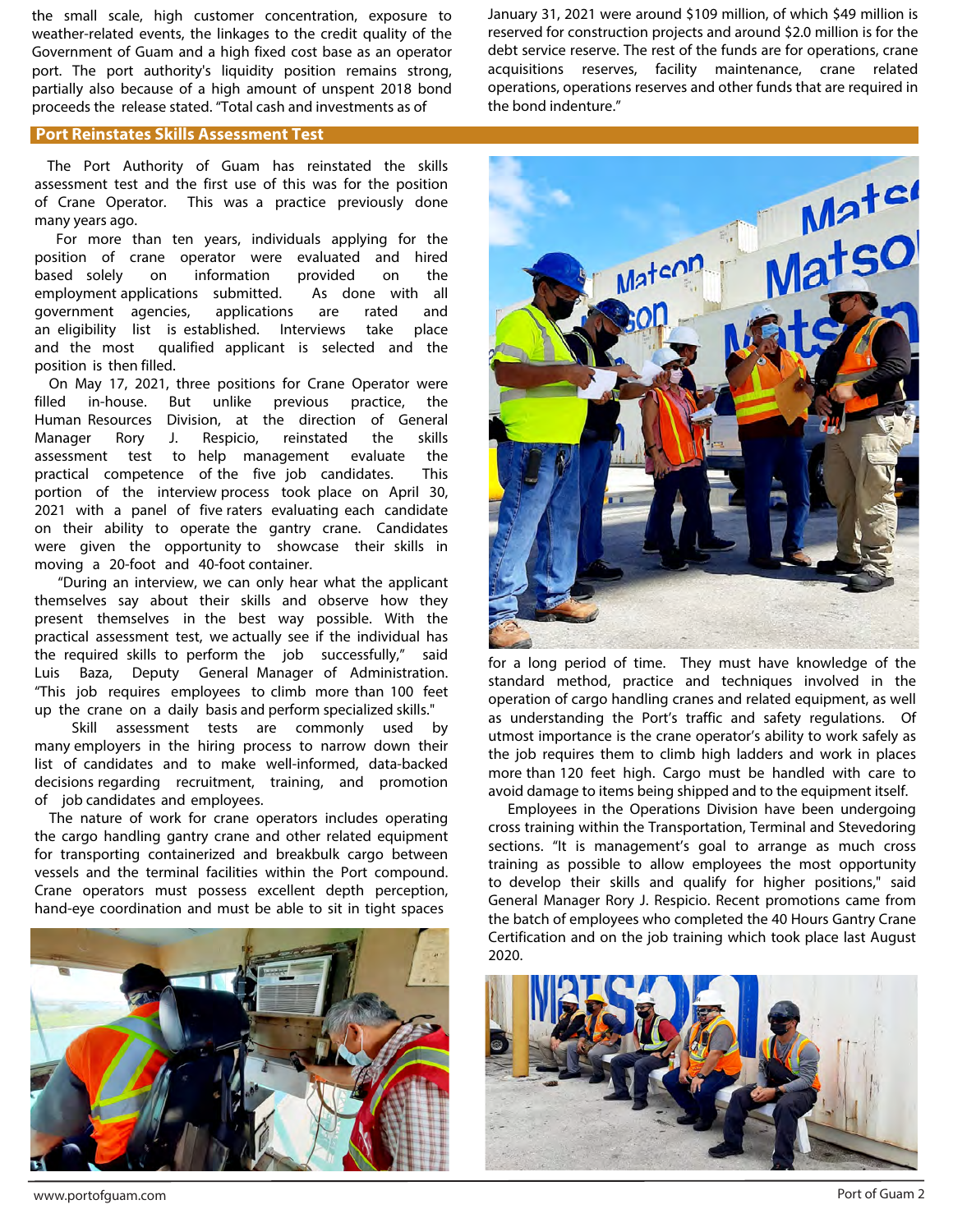the small scale, high customer concentration, exposure to weather-related events, the linkages to the credit quality of the Government of Guam and a high fixed cost base as an operator port. The port authority's liquidity position remains strong, partially also because of a high amount of unspent 2018 bond proceeds the release stated. "Total cash and investments as of January 31, 2021 were around $109 million, of which $49 million is reserved for construction projects and around $2.0 million is for the debt service reserve. The rest of the funds are for operations, crane acquisitions reserves, facility maintenance, crane related operations, operations reserves and other funds that are required in the bond indenture."

## Port Reinstates Skills Assessment Test

The Port Authority of Guam has reinstated the skills assessment test and the first use of this was for the position of Crane Operator. This was a practice previously done many years ago.

For more than ten years, individuals applying for the position of crane operator were evaluated and hired based solely on information provided on the employment applications submitted. As done with all government agencies, applications are rated and an eligibility list is established. Interviews take place and the most qualified applicant is selected and the position is then filled.

On May 17, 2021, three positions for Crane Operator were filled in-house. But unlike previous practice, the Human Resources Division, at the direction of General Manager Rory J. Respicio, reinstated the skills assessment test to help management evaluate the practical competence of the five job candidates. This portion of the interview process took place on April 30, 2021 with a panel of five raters evaluating each candidate on their ability to operate the gantry crane. Candidates were given the opportunity to showcase their skills in moving a 20-foot and 40-foot container.

"During an interview, we can only hear what the applicant themselves say about their skills and observe how they present themselves in the best way possible. With the practical assessment test, we actually see if the individual has the required skills to perform the job successfully," said Luis Baza, Deputy General Manager of Administration. "This job requires employees to climb more than 100 feet up the crane on a daily basis and perform specialized skills."

Skill assessment tests are commonly used by many employers in the hiring process to narrow down their list of candidates and to make well-informed, data-backed decisions regarding recruitment, training, and promotion of job candidates and employees.

The nature of work for crane operators includes operating the cargo handling gantry crane and other related equipment for transporting containerized and breakbulk cargo between vessels and the terminal facilities within the Port compound. Crane operators must possess excellent depth perception, hand-eye coordination and must be able to sit in tight spaces for a long period of time. They must have knowledge of the standard method, practice and techniques involved in the operation of cargo handling cranes and related equipment, as well as understanding the Port's traffic and safety regulations. Of utmost importance is the crane operator's ability to work safely as the job requires them to climb high ladders and work in places more than 120 feet high. Cargo must be handled with care to avoid damage to items being shipped and to the equipment itself.

Employees in the Operations Division have been undergoing cross training within the Transportation, Terminal and Stevedoring sections. "It is management's goal to arrange as much cross training as possible to allow employees the most opportunity to develop their skills and qualify for higher positions," said General Manager Rory J. Respicio. Recent promotions came from the batch of employees who completed the 40 Hours Gantry Crane Certification and on the job training which took place last August 2020.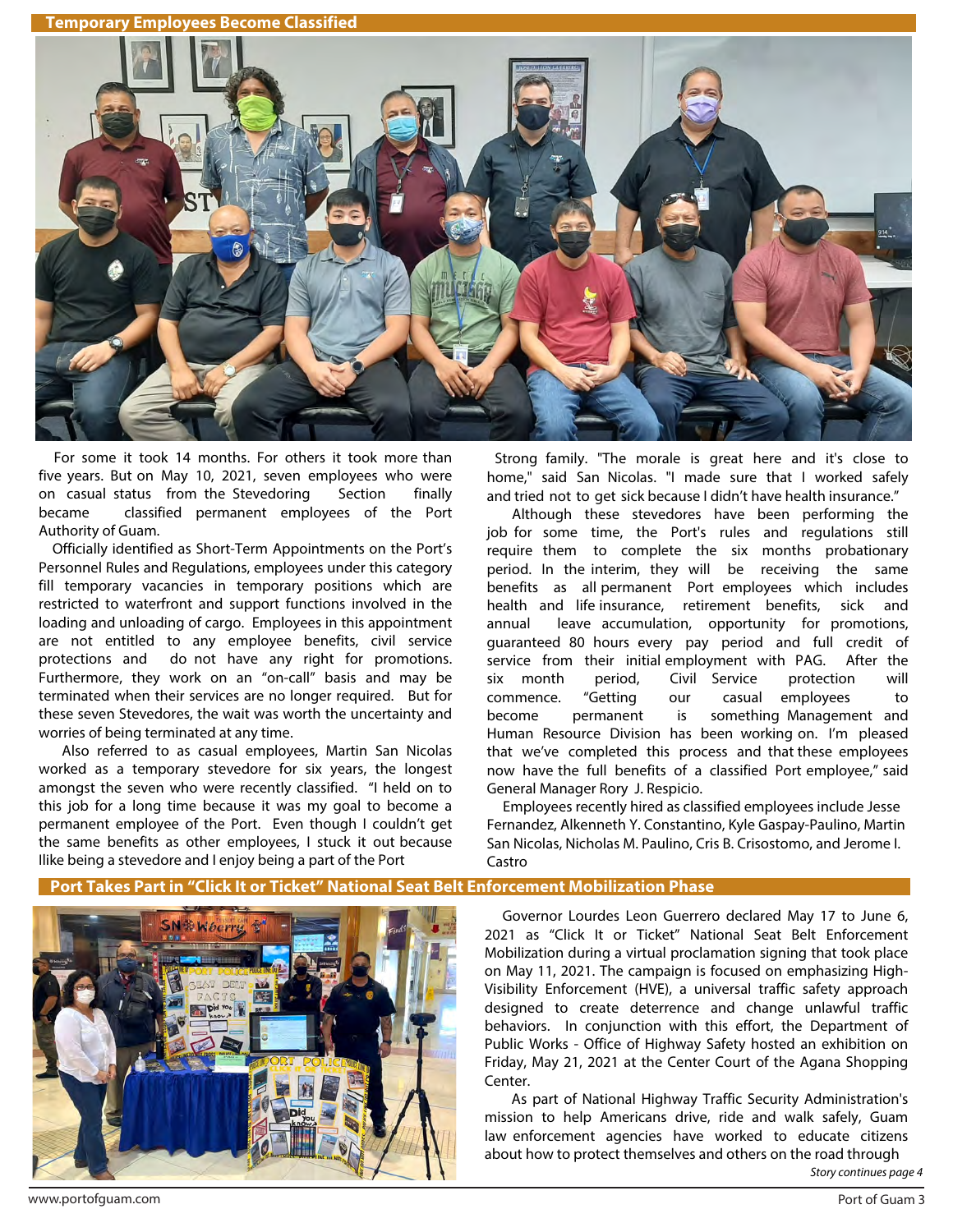## Temporary Employees Become Classified

For some it took 14 months. For others it took more than five years. But on May 10, 2021, seven employees who were on casual status from the Stevedoring Section finally became classified permanent employees of the Port Authority of Guam.

Officially identified as Short-Term Appointments on the Port's Personnel Rules and Regulations, employees under this category fill temporary vacancies in temporary positions which are restricted to waterfront and support functions involved in the loading and unloading of cargo. Employees in this appointment are not entitled to any employee benefits, civil service protections and do not have any right for promotions. Furthermore, they work on an "on-call" basis and may be terminated when their services are no longer required. But for these seven Stevedores, the wait was worth the uncertainty and worries of being terminated at any time.

Also referred to as casual employees, Martin San Nicolas worked as a temporary stevedore for six years, the longest amongst the seven who were recently classified. "I held on to this job for a long time because it was my goal to become a permanent employee of the Port. Even though I couldn't get the same benefits as other employees, I stuck it out because Ilike being a stevedore and I enjoy being a part of the Port Strong family. "The morale is great here and it's close to home," said San Nicolas. "I made sure that I worked safely and tried not to get sick because I didn't have health insurance."

Although these stevedores have been performing the job for some time, the Port's rules and regulations still require them to complete the six months probationary period. In the interim, they will be receiving the same benefits as all permanent Port employees which includes health and life insurance, retirement benefits, sick and annual leave accumulation, opportunity for promotions, guaranteed 80 hours every pay period and full credit of service from their initial employment with PAG. After the six month period, Civil Service protection will commence. "Getting our casual employees to become permanent is something Management and Human Resource Division has been working on. I'm pleased that we've completed this process and that these employees now have the full benefits of a classified Port employee," said General Manager Rory J. Respicio.

Employees recently hired as classified employees include Jesse Fernandez, Alkenneth Y. Constantino, Kyle Gaspay-Paulino, Martin San Nicolas, Nicholas M. Paulino, Cris B. Crisostomo, and Jerome I. Castro

## Port Takes Part in "Click It or Ticket" National Seat Belt Enforcement Mobilization Phase

Governor Lourdes Leon Guerrero declared May 17 to June 6, 2021 as "Click It or Ticket" National Seat Belt Enforcement Mobilization during a virtual proclamation signing that took place on May 11, 2021. The campaign is focused on emphasizing High-Visibility Enforcement (HVE), a universal traffic safety approach designed to create deterrence and change unlawful traffic behaviors. In conjunction with this effort, the Department of Public Works - Office of Highway Safety hosted an exhibition on Friday, May 21, 2021 at the Center Court of the Agana Shopping Center.

As part of National Highway Traffic Security Administration's mission to help Americans drive, ride and walk safely, Guam law enforcement agencies have worked to educate citizens about how to protect themselves and others on the road through

*Story continues page 4*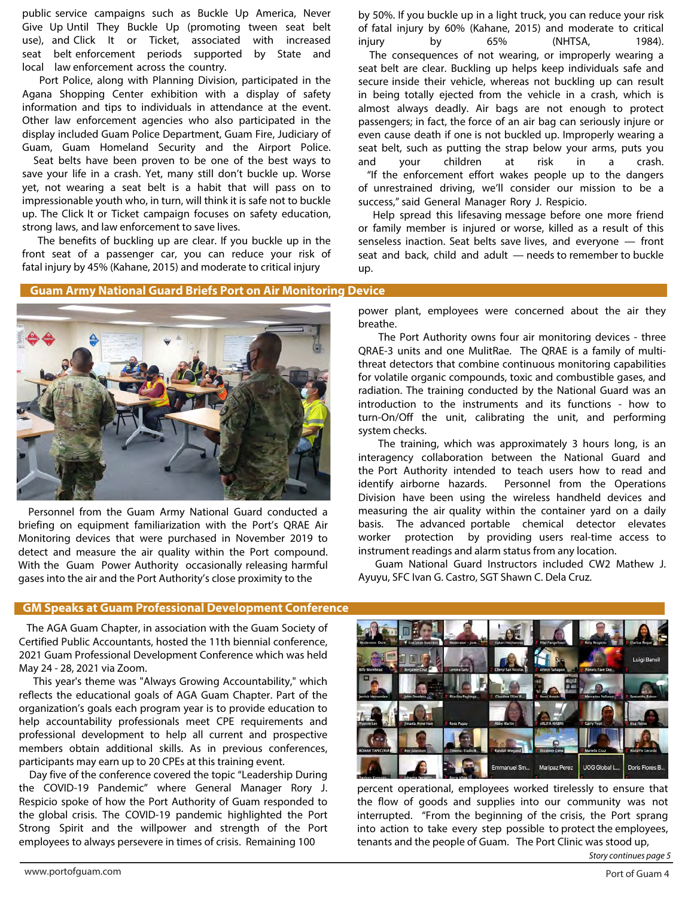public service campaigns such as Buckle Up America, Never Give Up Until They Buckle Up (promoting tween seat belt use), and Click It or Ticket, associated with increased seat belt enforcement periods supported by State and local law enforcement across the country.

Port Police, along with Planning Division, participated in the Agana Shopping Center exhibition with a display of safety information and tips to individuals in attendance at the event. Other law enforcement agencies who also participated in the display included Guam Police Department, Guam Fire, Judiciary of Guam, Guam Homeland Security and the Airport Police.

Seat belts have been proven to be one of the best ways to save your life in a crash. Yet, many still don't buckle up. Worse yet, not wearing a seat belt is a habit that will pass on to impressionable youth who, in turn, will think it is safe not to buckle up. The Click It or Ticket campaign focuses on safety education, strong laws, and law enforcement to save lives.

The benefits of buckling up are clear. If you buckle up in the front seat of a passenger car, you can reduce your risk of fatal injury by 45% (Kahane, 2015) and moderate to critical injury by 50%. If you buckle up in a light truck, you can reduce your risk of fatal injury by 60% (Kahane, 2015) and moderate to critical injury by 65% (NHTSA, 1984).

The consequences of not wearing, or improperly wearing a seat belt are clear. Buckling up helps keep individuals safe and secure inside their vehicle, whereas not buckling up can result in being totally ejected from the vehicle in a crash, which is almost always deadly. Air bags are not enough to protect passengers; in fact, the force of an air bag can seriously injure or even cause death if one is not buckled up. Improperly wearing a seat belt, such as putting the strap below your arms, puts you and your children at risk in a crash.

"If the enforcement effort wakes people up to the dangers of unrestrained driving, we'll consider our mission to be a success," said General Manager Rory J. Respicio.

Help spread this lifesaving message before one more friend or family member is injured or worse, killed as a result of this senseless inaction. Seat belts save lives, and everyone — front seat and back, child and adult — needs to remember to buckle up.

## Guam Army National Guard Briefs Port on Air Monitoring Device

Personnel from the Guam Army National Guard conducted a briefing on equipment familiarization with the Port's QRAE Air Monitoring devices that were purchased in November 2019 to detect and measure the air quality within the Port compound. With the Guam Power Authority occasionally releasing harmful gases into the air and the Port Authority's close proximity to the power plant, employees were concerned about the air they breathe.

The Port Authority owns four air monitoring devices - three QRAE-3 units and one MulitRae. The QRAE is a family of multi-threat detectors that combine continuous monitoring capabilities for volatile organic compounds, toxic and combustible gases, and radiation. The training conducted by the National Guard was an introduction to the instruments and its functions - how to turn-On/Off the unit, calibrating the unit, and performing system checks.

The training, which was approximately 3 hours long, is an interagency collaboration between the National Guard and the Port Authority intended to teach users how to read and identify airborne hazards. Personnel from the Operations Division have been using the wireless handheld devices and measuring the air quality within the container yard on a daily basis. The advanced portable chemical detector elevates worker protection by providing users real-time access to instrument readings and alarm status from any location.

Guam National Guard Instructors included CW2 Mathew J. Ayuyu, SFC Ivan G. Castro, SGT Shawn C. Dela Cruz.

## GM Speaks at Guam Professional Development Conference

The AGA Guam Chapter, in association with the Guam Society of Certified Public Accountants, hosted the 11th biennial conference, 2021 Guam Professional Development Conference which was held May 24 - 28, 2021 via Zoom.

This year's theme was "Always Growing Accountability," which reflects the educational goals of AGA Guam Chapter. Part of the organization's goals each program year is to provide education to help accountability professionals meet CPE requirements and professional development to help all current and prospective members obtain additional skills. As in previous conferences, participants may earn up to 20 CPEs at this training event.

Day five of the conference covered the topic "Leadership During the COVID-19 Pandemic" where General Manager Rory J. Respicio spoke of how the Port Authority of Guam responded to the global crisis. The COVID-19 pandemic highlighted the Port Strong Spirit and the willpower and strength of the Port employees to always persevere in times of crisis. Remaining 100 percent operational, employees worked tirelessly to ensure that the flow of goods and supplies into our community was not interrupted. "From the beginning of the crisis, the Port sprang into action to take every step possible to protect the employees, tenants and the people of Guam. The Port Clinic was stood up,

*Story continues page 5*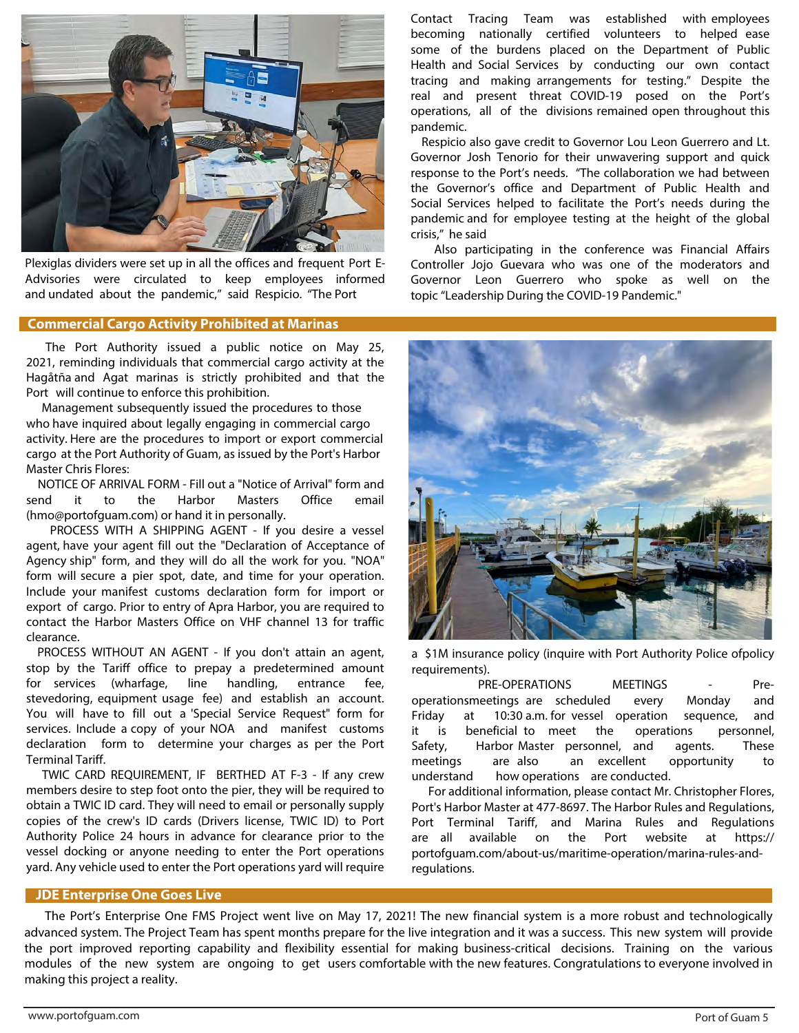Plexiglas dividers were set up in all the offices and frequent Port E-Advisories were circulated to keep employees informed and undated about the pandemic," said Respicio. "The Port Contact Tracing Team was established with employees becoming nationally certified volunteers to helped ease some of the burdens placed on the Department of Public Health and Social Services by conducting our own contact tracing and making arrangements for testing." Despite the real and present threat COVID-19 posed on the Port's operations, all of the divisions remained open throughout this pandemic.

Respicio also gave credit to Governor Lou Leon Guerrero and Lt. Governor Josh Tenorio for their unwavering support and quick response to the Port's needs. "The collaboration we had between the Governor's office and Department of Public Health and Social Services helped to facilitate the Port's needs during the pandemic and for employee testing at the height of the global crisis," he said

Also participating in the conference was Financial Affairs Controller Jojo Guevara who was one of the moderators and Governor Leon Guerrero who spoke as well on the topic "Leadership During the COVID-19 Pandemic."

## Commercial Cargo Activity Prohibited at Marinas

The Port Authority issued a public notice on May 25, 2021, reminding individuals that commercial cargo activity at the Hagåtña and Agat marinas is strictly prohibited and that the Port will continue to enforce this prohibition.

Management subsequently issued the procedures to those who have inquired about legally engaging in commercial cargo activity. Here are the procedures to import or export commercial cargo at the Port Authority of Guam, as issued by the Port's Harbor Master Chris Flores:

NOTICE OF ARRIVAL FORM - Fill out a "Notice of Arrival" form and send it to the Harbor Masters Office email (hmo@portofguam.com) or hand it in personally.

PROCESS WITH A SHIPPING AGENT - If you desire a vessel agent, have your agent fill out the "Declaration of Acceptance of Agency ship" form, and they will do all the work for you. "NOA" form will secure a pier spot, date, and time for your operation. Include your manifest customs declaration form for import or export of cargo. Prior to entry of Apra Harbor, you are required to contact the Harbor Masters Office on VHF channel 13 for traffic clearance.

PROCESS WITHOUT AN AGENT - If you don't attain an agent, stop by the Tariff office to prepay a predetermined amount for services (wharfage, line handling, entrance fee, stevedoring, equipment usage fee) and establish an account. You will have to fill out a 'Special Service Request" form for services. Include a copy of your NOA and manifest customs declaration form to determine your charges as per the Port Terminal Tariff.

TWIC CARD REQUIREMENT, IF BERTHED AT F-3 - If any crew members desire to step foot onto the pier, they will be required to obtain a TWIC ID card. They will need to email or personally supply copies of the crew's ID cards (Drivers license, TWIC ID) to Port Authority Police 24 hours in advance for clearance prior to the vessel docking or anyone needing to enter the Port operations yard. Any vehicle used to enter the Port operations yard will require a $1M insurance policy (inquire with Port Authority Police ofpolicy requirements).

PRE-OPERATIONS MEETINGS - Pre-operationsmeetings are scheduled every Monday and Friday at 10:30 a.m. for vessel operation sequence, and it is beneficial to meet the operations personnel, Safety, Harbor Master personnel, and agents. These meetings are also an excellent opportunity to understand how operations are conducted.

For additional information, please contact Mr. Christopher Flores, Port's Harbor Master at 477-8697. The Harbor Rules and Regulations, Port Terminal Tariff, and Marina Rules and Regulations are all available on the Port website at https://portofguam.com/about-us/maritime-operation/marina-rules-and-regulations.

## JDE Enterprise One Goes Live

The Port's Enterprise One FMS Project went live on May 17, 2021! The new financial system is a more robust and technologically advanced system. The Project Team has spent months prepare for the live integration and it was a success. This new system will provide the port improved reporting capability and flexibility essential for making business-critical decisions. Training on the various modules of the new system are ongoing to get users comfortable with the new features. Congratulations to everyone involved in making this project a reality.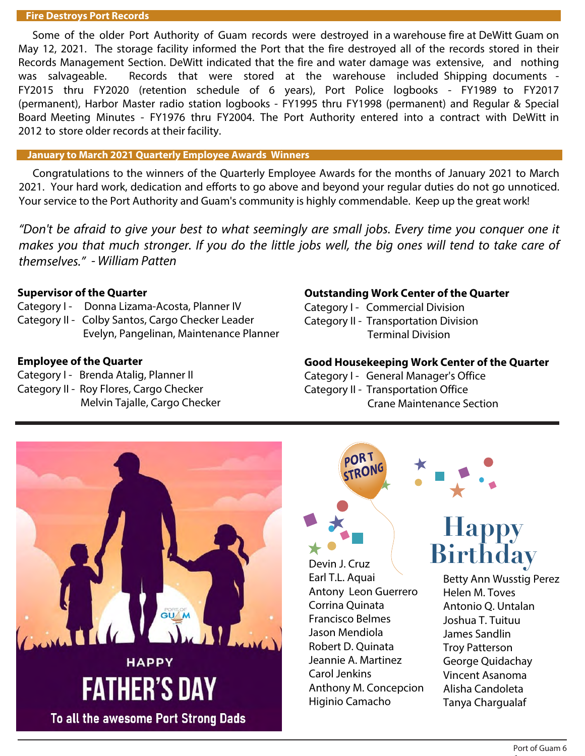## Fire Destroys Port Records

Some of the older Port Authority of Guam records were destroyed in a warehouse fire at DeWitt Guam on May 12, 2021. The storage facility informed the Port that the fire destroyed all of the records stored in their Records Management Section. DeWitt indicated that the fire and water damage was extensive, and nothing was salvageable. Records that were stored at the warehouse included Shipping documents - FY2015 thru FY2020 (retention schedule of 6 years), Port Police logbooks - FY1989 to FY2017 (permanent), Harbor Master radio station logbooks - FY1995 thru FY1998 (permanent) and Regular & Special Board Meeting Minutes - FY1976 thru FY2004. The Port Authority entered into a contract with DeWitt in 2012 to store older records at their facility.

## January to March 2021 Quarterly Employee Awards Winners

Congratulations to the winners of the Quarterly Employee Awards for the months of January 2021 to March 2021. Your hard work, dedication and efforts to go above and beyond your regular duties do not go unnoticed. Your service to the Port Authority and Guam's community is highly commendable. Keep up the great work!

*"Don't be afraid to give your best to what seemingly are small jobs. Every time you conquer one it makes you that much stronger. If you do the little jobs well, the big ones will tend to take care of themselves." - William Patten*

**Supervisor of the Quarter**

Category I - Donna Lizama-Acosta, Planner IV
Category II - Colby Santos, Cargo Checker Leader
Evelyn, Pangelinan, Maintenance Planner

**Employee of the Quarter**

Category I - Brenda Atalig, Planner II
Category II - Roy Flores, Cargo Checker
Melvin Tajalle, Cargo Checker

**Outstanding Work Center of the Quarter**

Category I - Commercial Division
Category II - Transportation Division
Terminal Division

**Good Housekeeping Work Center of the Quarter**

Category I - General Manager's Office
Category II - Transportation Office
Crane Maintenance Section

HAPPY FATHER'S DAY

To all the awesome Port Strong Dads

PORT STRONG

## Happy Birthday

Devin J. Cruz
Earl T.L. Aquai
Antony Leon Guerrero
Corrina Quinata
Francisco Belmes
Jason Mendiola
Robert D. Quinata
Jeannie A. Martinez
Carol Jenkins
Anthony M. Concepcion
Higinio Camacho

Betty Ann Wusstig Perez
Helen M. Toves
Antonio Q. Untalan
Joshua T. Tuituu
James Sandlin
Troy Patterson
George Quidachay
Vincent Asanoma
Alisha Candoleta
Tanya Chargualaf